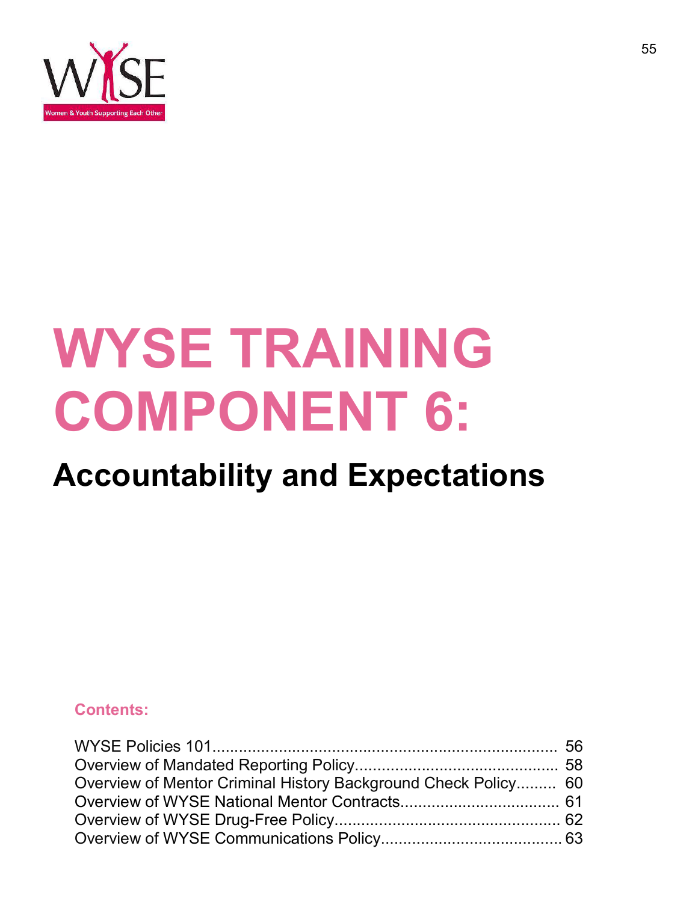# WYSE TRAINING COMPONENT 6:

## Accountability and Expectations

**Contents:**

WYSE Policies 101 ............................................................................ 56
Overview of Mandated Reporting Policy ............................................ 58
Overview of Mentor Criminal History Background Check Policy ......... 60
Overview of WYSE National Mentor Contracts .................................. 61
Overview of WYSE Drug-Free Policy ................................................. 62
Overview of WYSE Communications Policy ....................................... 63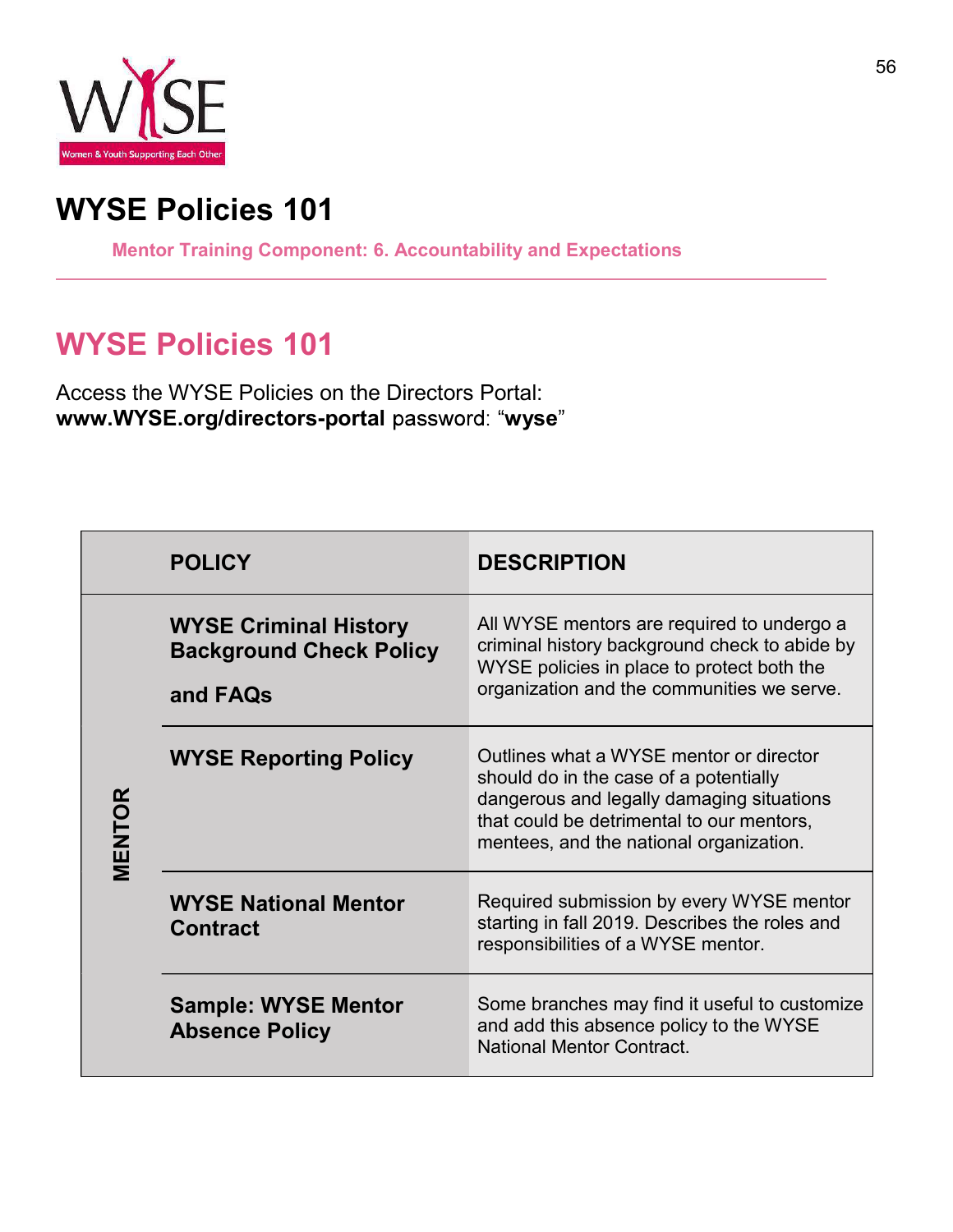# WYSE Policies 101

**Mentor Training Component: 6. Accountability and Expectations**

## WYSE Policies 101

Access the WYSE Policies on the Directors Portal:
**www.WYSE.org/directors-portal** password: "**wyse**"

| | POLICY | DESCRIPTION |
|---|---|---|
| MENTOR | **WYSE Criminal History Background Check Policy and FAQs** | All WYSE mentors are required to undergo a criminal history background check to abide by WYSE policies in place to protect both the organization and the communities we serve. |
| | **WYSE Reporting Policy** | Outlines what a WYSE mentor or director should do in the case of a potentially dangerous and legally damaging situations that could be detrimental to our mentors, mentees, and the national organization. |
| | **WYSE National Mentor Contract** | Required submission by every WYSE mentor starting in fall 2019. Describes the roles and responsibilities of a WYSE mentor. |
| | **Sample: WYSE Mentor Absence Policy** | Some branches may find it useful to customize and add this absence policy to the WYSE National Mentor Contract. |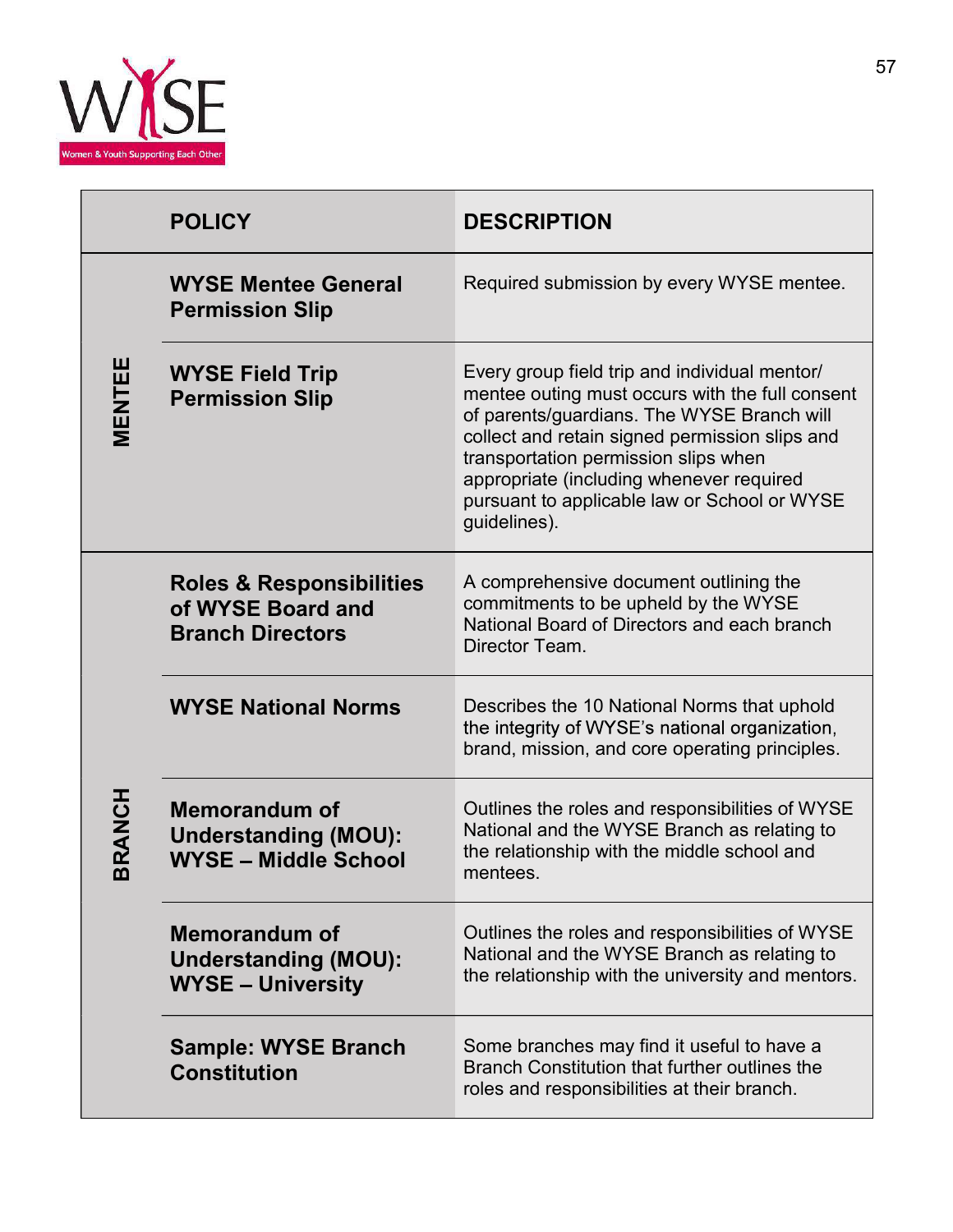| | POLICY | DESCRIPTION |
|---|---|---|
| MENTEE | **WYSE Mentee General Permission Slip** | Required submission by every WYSE mentee. |
| | **WYSE Field Trip Permission Slip** | Every group field trip and individual mentor/ mentee outing must occurs with the full consent of parents/guardians. The WYSE Branch will collect and retain signed permission slips and transportation permission slips when appropriate (including whenever required pursuant to applicable law or School or WYSE guidelines). |
| BRANCH | **Roles & Responsibilities of WYSE Board and Branch Directors** | A comprehensive document outlining the commitments to be upheld by the WYSE National Board of Directors and each branch Director Team. |
| | **WYSE National Norms** | Describes the 10 National Norms that uphold the integrity of WYSE's national organization, brand, mission, and core operating principles. |
| | **Memorandum of Understanding (MOU): WYSE – Middle School** | Outlines the roles and responsibilities of WYSE National and the WYSE Branch as relating to the relationship with the middle school and mentees. |
| | **Memorandum of Understanding (MOU): WYSE – University** | Outlines the roles and responsibilities of WYSE National and the WYSE Branch as relating to the relationship with the university and mentors. |
| | **Sample: WYSE Branch Constitution** | Some branches may find it useful to have a Branch Constitution that further outlines the roles and responsibilities at their branch. |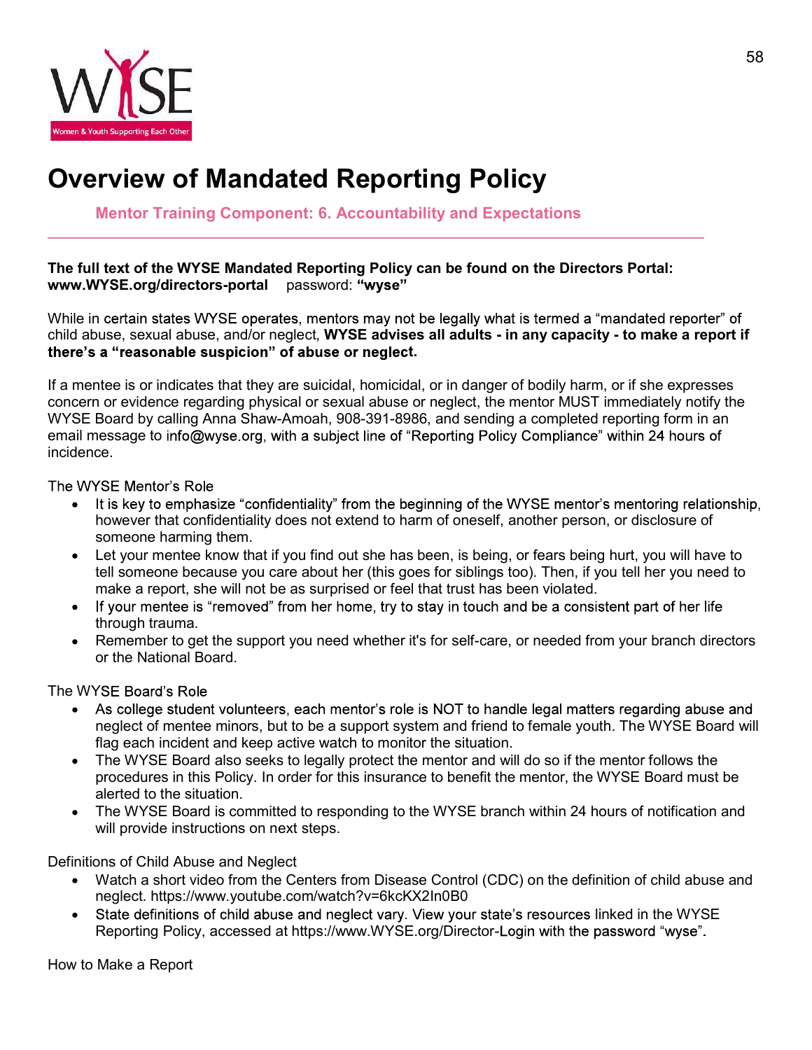# Overview of Mandated Reporting Policy

**Mentor Training Component: 6. Accountability and Expectations**

---

**The full text of the WYSE Mandated Reporting Policy can be found on the Directors Portal: www.WYSE.org/directors-portal** password: **"wyse"**

While in certain states WYSE operates, mentors may not be legally what is termed a "mandated reporter" of child abuse, sexual abuse, and/or neglect, **WYSE advises all adults - in any capacity - to make a report if there's a "reasonable suspicion" of abuse or neglect.**

If a mentee is or indicates that they are suicidal, homicidal, or in danger of bodily harm, or if she expresses concern or evidence regarding physical or sexual abuse or neglect, the mentor MUST immediately notify the WYSE Board by calling Anna Shaw-Amoah, 908-391-8986, and sending a completed reporting form in an email message to info@wyse.org, with a subject line of "Reporting Policy Compliance" within 24 hours of incidence.

The WYSE Mentor's Role

- It is key to emphasize "confidentiality" from the beginning of the WYSE mentor's mentoring relationship, however that confidentiality does not extend to harm of oneself, another person, or disclosure of someone harming them.
- Let your mentee know that if you find out she has been, is being, or fears being hurt, you will have to tell someone because you care about her (this goes for siblings too). Then, if you tell her you need to make a report, she will not be as surprised or feel that trust has been violated.
- If your mentee is "removed" from her home, try to stay in touch and be a consistent part of her life through trauma.
- Remember to get the support you need whether it's for self-care, or needed from your branch directors or the National Board.

The WYSE Board's Role

- As college student volunteers, each mentor's role is NOT to handle legal matters regarding abuse and neglect of mentee minors, but to be a support system and friend to female youth. The WYSE Board will flag each incident and keep active watch to monitor the situation.
- The WYSE Board also seeks to legally protect the mentor and will do so if the mentor follows the procedures in this Policy. In order for this insurance to benefit the mentor, the WYSE Board must be alerted to the situation.
- The WYSE Board is committed to responding to the WYSE branch within 24 hours of notification and will provide instructions on next steps.

Definitions of Child Abuse and Neglect

- Watch a short video from the Centers from Disease Control (CDC) on the definition of child abuse and neglect. https://www.youtube.com/watch?v=6kcKX2In0B0
- State definitions of child abuse and neglect vary. View your state's resources linked in the WYSE Reporting Policy, accessed at https://www.WYSE.org/Director-Login with the password "wyse".

How to Make a Report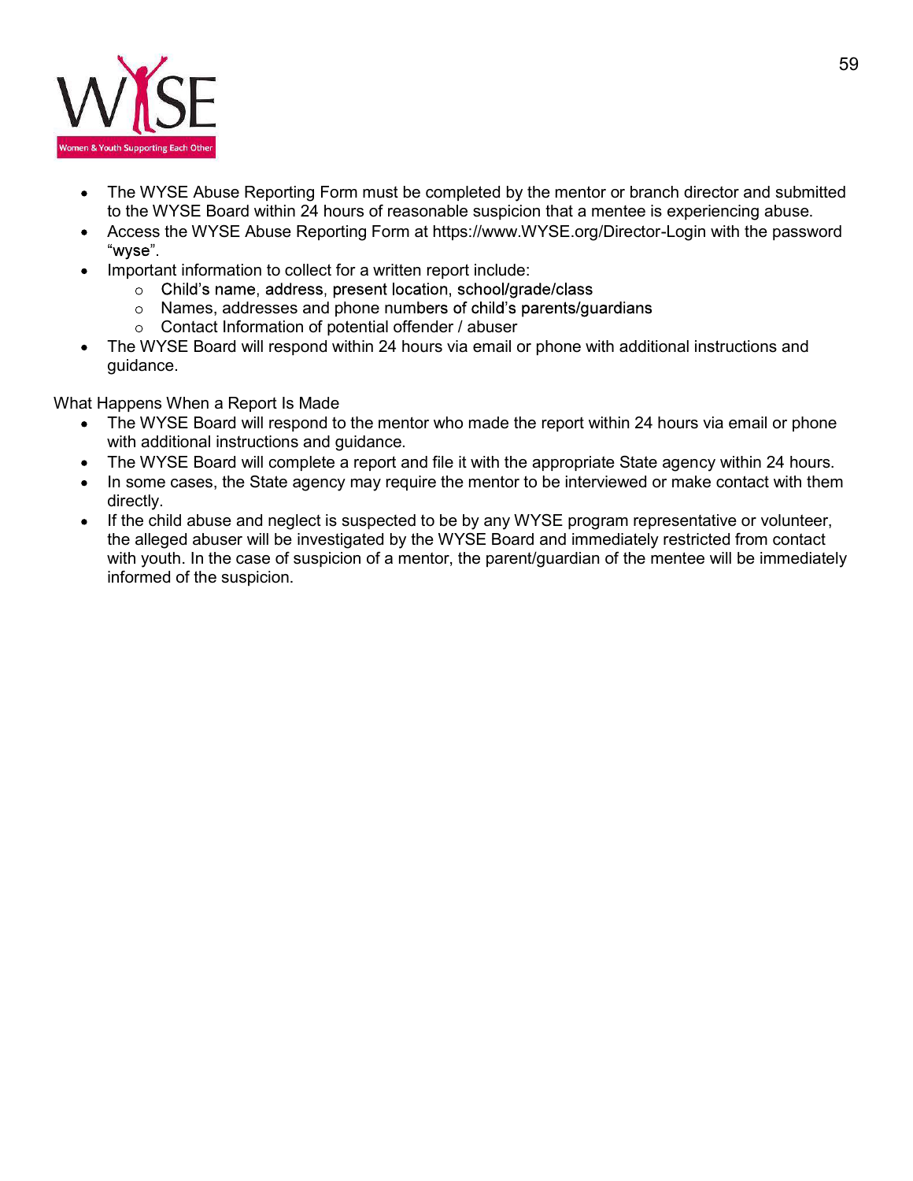- The WYSE Abuse Reporting Form must be completed by the mentor or branch director and submitted to the WYSE Board within 24 hours of reasonable suspicion that a mentee is experiencing abuse.
- Access the WYSE Abuse Reporting Form at https://www.WYSE.org/Director-Login with the password "wyse".
- Important information to collect for a written report include:
  - Child's name, address, present location, school/grade/class
  - Names, addresses and phone numbers of child's parents/guardians
  - Contact Information of potential offender / abuser
- The WYSE Board will respond within 24 hours via email or phone with additional instructions and guidance.

What Happens When a Report Is Made

- The WYSE Board will respond to the mentor who made the report within 24 hours via email or phone with additional instructions and guidance.
- The WYSE Board will complete a report and file it with the appropriate State agency within 24 hours.
- In some cases, the State agency may require the mentor to be interviewed or make contact with them directly.
- If the child abuse and neglect is suspected to be by any WYSE program representative or volunteer, the alleged abuser will be investigated by the WYSE Board and immediately restricted from contact with youth. In the case of suspicion of a mentor, the parent/guardian of the mentee will be immediately informed of the suspicion.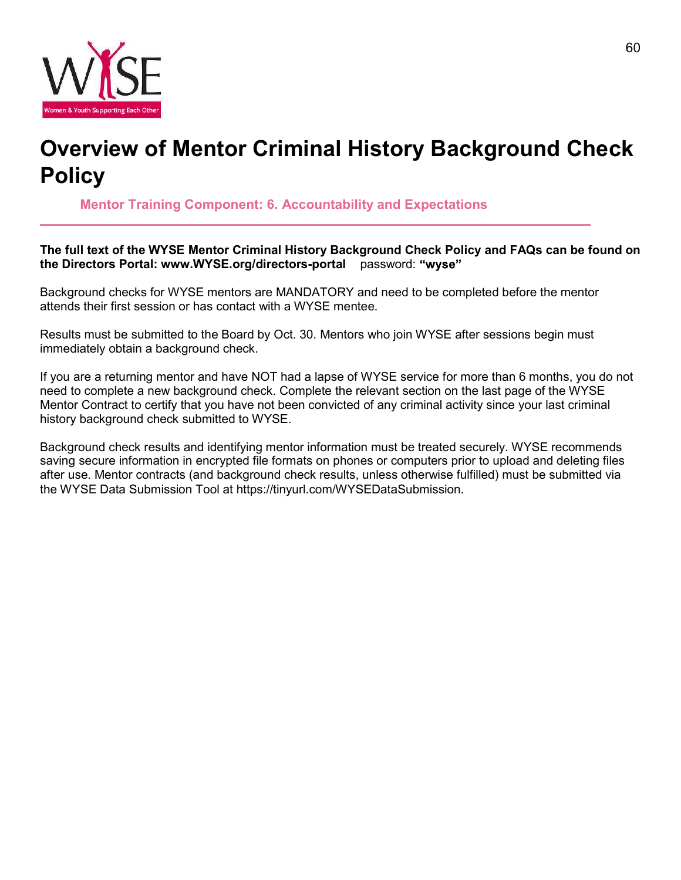# Overview of Mentor Criminal History Background Check Policy

**Mentor Training Component: 6. Accountability and Expectations**

---

**The full text of the WYSE Mentor Criminal History Background Check Policy and FAQs can be found on the Directors Portal: www.WYSE.org/directors-portal** password: **"wyse"**

Background checks for WYSE mentors are MANDATORY and need to be completed before the mentor attends their first session or has contact with a WYSE mentee.

Results must be submitted to the Board by Oct. 30. Mentors who join WYSE after sessions begin must immediately obtain a background check.

If you are a returning mentor and have NOT had a lapse of WYSE service for more than 6 months, you do not need to complete a new background check. Complete the relevant section on the last page of the WYSE Mentor Contract to certify that you have not been convicted of any criminal activity since your last criminal history background check submitted to WYSE.

Background check results and identifying mentor information must be treated securely. WYSE recommends saving secure information in encrypted file formats on phones or computers prior to upload and deleting files after use. Mentor contracts (and background check results, unless otherwise fulfilled) must be submitted via the WYSE Data Submission Tool at https://tinyurl.com/WYSEDataSubmission.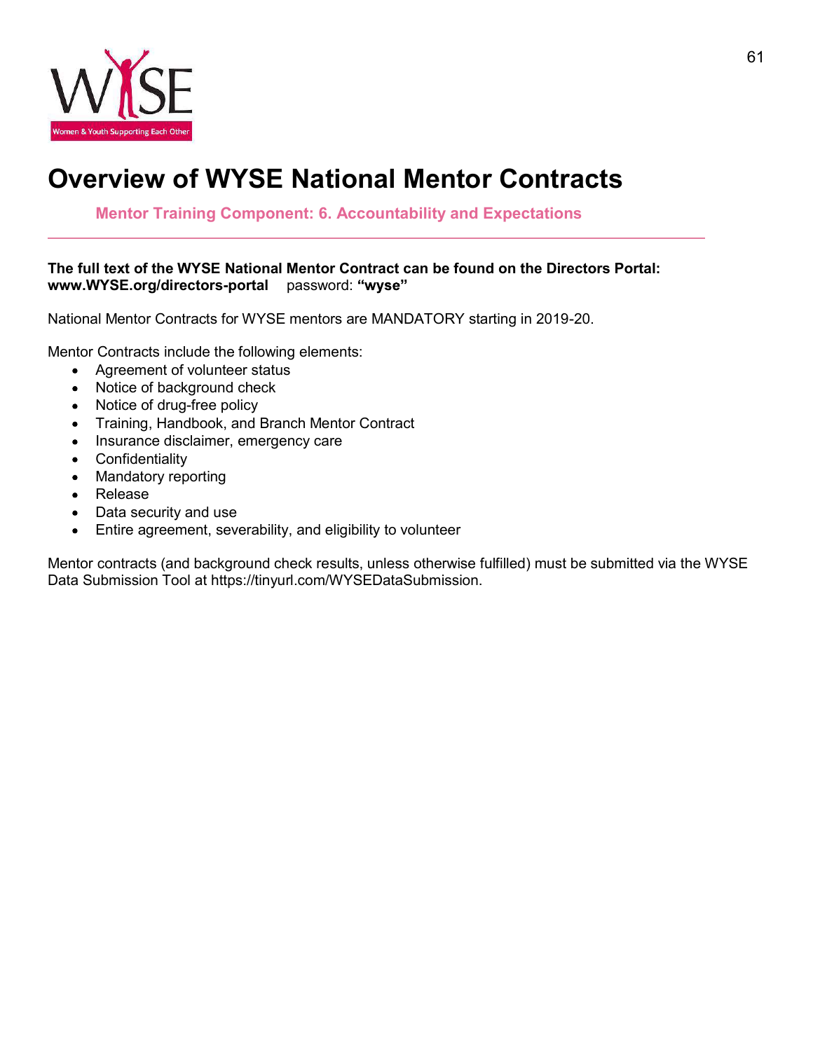# Overview of WYSE National Mentor Contracts

**Mentor Training Component: 6. Accountability and Expectations**

---

**The full text of the WYSE National Mentor Contract can be found on the Directors Portal: www.WYSE.org/directors-portal** password: **"wyse"**

National Mentor Contracts for WYSE mentors are MANDATORY starting in 2019-20.

Mentor Contracts include the following elements:

- Agreement of volunteer status
- Notice of background check
- Notice of drug-free policy
- Training, Handbook, and Branch Mentor Contract
- Insurance disclaimer, emergency care
- Confidentiality
- Mandatory reporting
- Release
- Data security and use
- Entire agreement, severability, and eligibility to volunteer

Mentor contracts (and background check results, unless otherwise fulfilled) must be submitted via the WYSE Data Submission Tool at https://tinyurl.com/WYSEDataSubmission.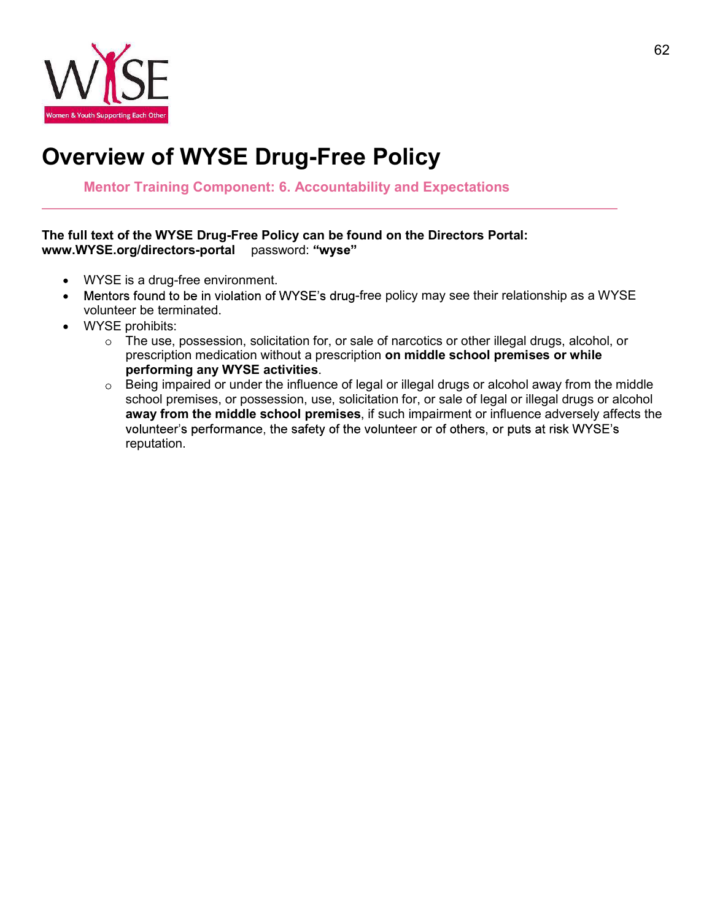# Overview of WYSE Drug-Free Policy

**Mentor Training Component: 6. Accountability and Expectations**

---

**The full text of the WYSE Drug-Free Policy can be found on the Directors Portal:**
**www.WYSE.org/directors-portal** password: **"wyse"**

- WYSE is a drug-free environment.
- Mentors found to be in violation of WYSE's drug-free policy may see their relationship as a WYSE volunteer be terminated.
- WYSE prohibits:
  - The use, possession, solicitation for, or sale of narcotics or other illegal drugs, alcohol, or prescription medication without a prescription **on middle school premises or while performing any WYSE activities**.
  - Being impaired or under the influence of legal or illegal drugs or alcohol away from the middle school premises, or possession, use, solicitation for, or sale of legal or illegal drugs or alcohol **away from the middle school premises**, if such impairment or influence adversely affects the volunteer's performance, the safety of the volunteer or of others, or puts at risk WYSE's reputation.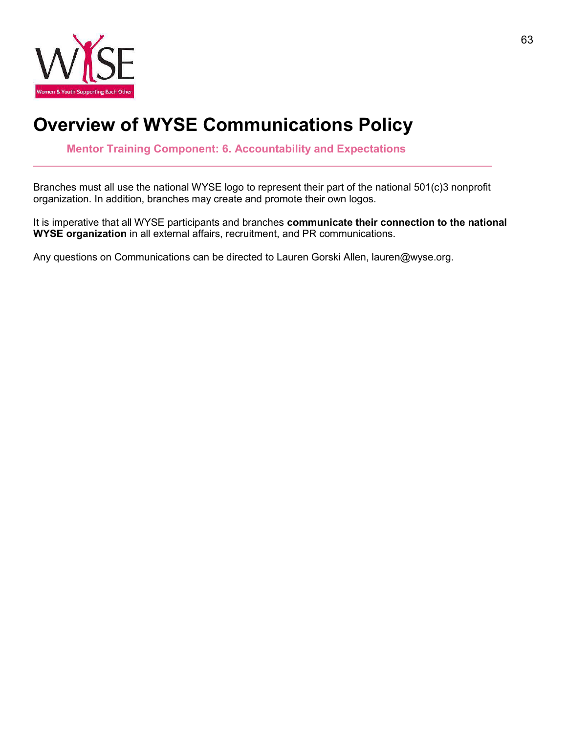# Overview of WYSE Communications Policy

**Mentor Training Component: 6. Accountability and Expectations**

---

Branches must all use the national WYSE logo to represent their part of the national 501(c)3 nonprofit organization. In addition, branches may create and promote their own logos.

It is imperative that all WYSE participants and branches **communicate their connection to the national WYSE organization** in all external affairs, recruitment, and PR communications.

Any questions on Communications can be directed to Lauren Gorski Allen, lauren@wyse.org.